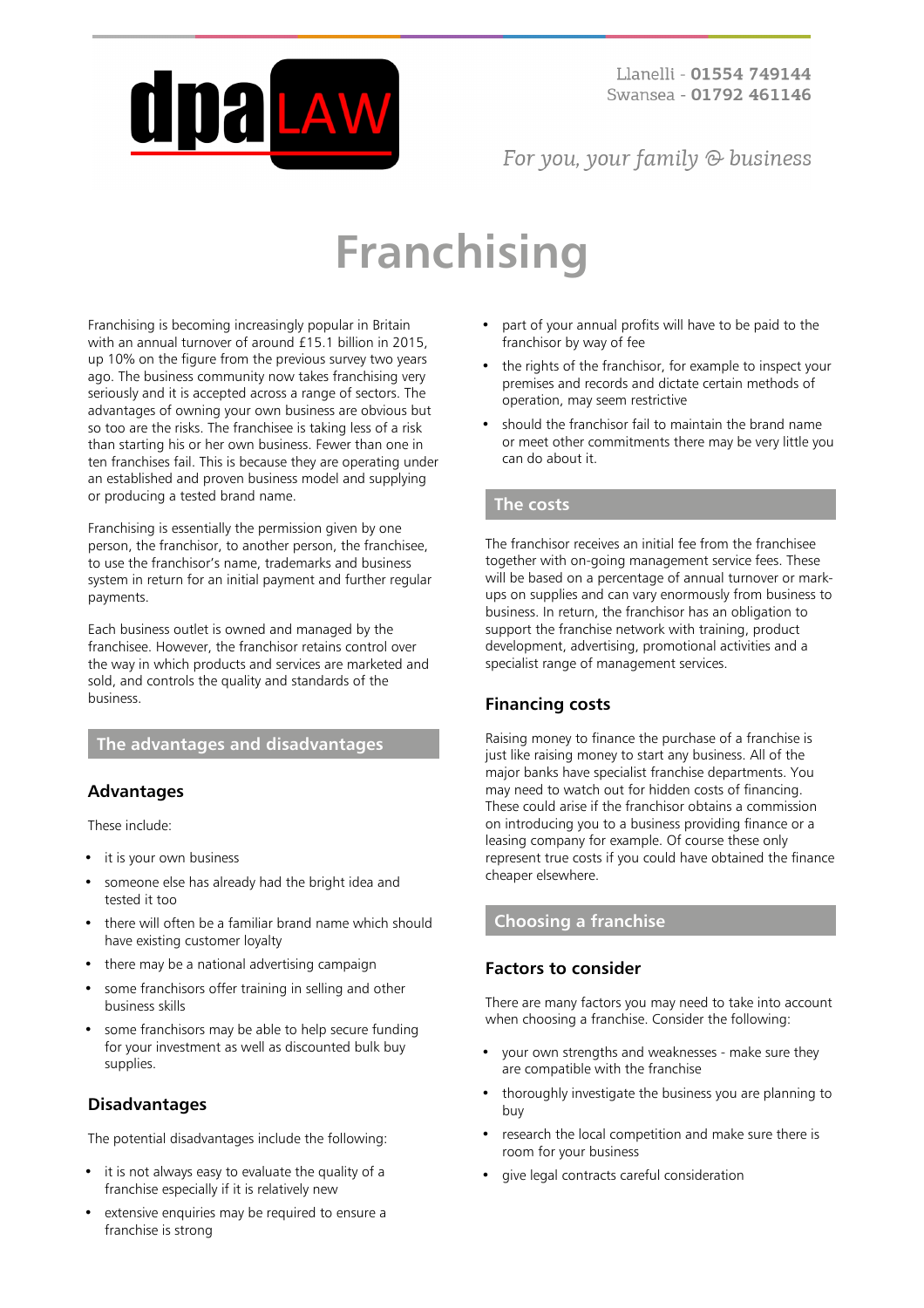# Franchising

Franchising is becoming increasingly popular in Britain with an annual turnover of around £15.1 billion in 2015, up 10% on the figure from the previous survey two years ago. The business community now takes franchising very seriously and it is accepted across a range of sectors. The advantages of owning your own business are obvious but so too are the risks. The franchisee is taking less of a risk than starting his or her own business. Fewer than one in ten franchises fail. This is because they are operating under an established and proven business model and supplying or producing a tested brand name.

Franchising is essentially the permission given by one person, the franchisor, to another person, the franchisee, to use the franchisor's name, trademarks and business system in return for an initial payment and further regular payments.

Each business outlet is owned and managed by the franchisee. However, the franchisor retains control over the way in which products and services are marketed and sold, and controls the quality and standards of the business.

## The advantages and disadvantages

### Advantages

These include:

- it is your own business
- someone else has already had the bright idea and tested it too
- there will often be a familiar brand name which should have existing customer loyalty
- there may be a national advertising campaign
- some franchisors offer training in selling and other business skills
- some franchisors may be able to help secure funding for your investment as well as discounted bulk buy supplies.

### Disadvantages

The potential disadvantages include the following:

- it is not always easy to evaluate the quality of a franchise especially if it is relatively new
- extensive enquiries may be required to ensure a franchise is strong
- part of your annual profits will have to be paid to the franchisor by way of fee
- the rights of the franchisor, for example to inspect your premises and records and dictate certain methods of operation, may seem restrictive
- should the franchisor fail to maintain the brand name or meet other commitments there may be very little you can do about it.

## The costs

The franchisor receives an initial fee from the franchisee together with on-going management service fees. These will be based on a percentage of annual turnover or mark-ups on supplies and can vary enormously from business to business. In return, the franchisor has an obligation to support the franchise network with training, product development, advertising, promotional activities and a specialist range of management services.

### Financing costs

Raising money to finance the purchase of a franchise is just like raising money to start any business. All of the major banks have specialist franchise departments. You may need to watch out for hidden costs of financing. These could arise if the franchisor obtains a commission on introducing you to a business providing finance or a leasing company for example. Of course these only represent true costs if you could have obtained the finance cheaper elsewhere.

## Choosing a franchise

### Factors to consider

There are many factors you may need to take into account when choosing a franchise. Consider the following:

- your own strengths and weaknesses - make sure they are compatible with the franchise
- thoroughly investigate the business you are planning to buy
- research the local competition and make sure there is room for your business
- give legal contracts careful consideration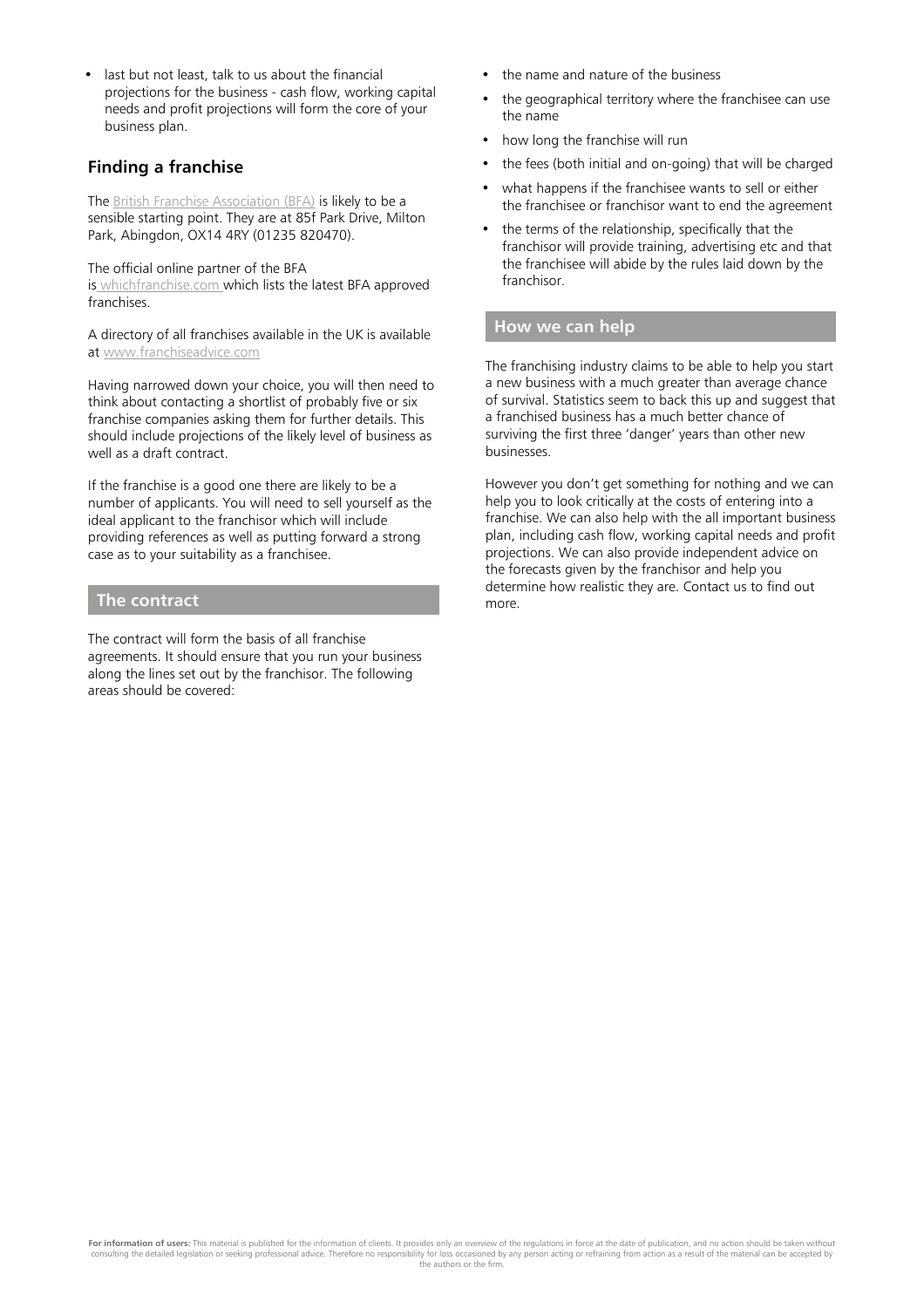- last but not least, talk to us about the financial projections for the business - cash flow, working capital needs and profit projections will form the core of your business plan.

## Finding a franchise

The British Franchise Association (BFA) is likely to be a sensible starting point. They are at 85f Park Drive, Milton Park, Abingdon, OX14 4RY (01235 820470).

The official online partner of the BFA is whichfranchise.com which lists the latest BFA approved franchises.

A directory of all franchises available in the UK is available at www.franchiseadvice.com

Having narrowed down your choice, you will then need to think about contacting a shortlist of probably five or six franchise companies asking them for further details. This should include projections of the likely level of business as well as a draft contract.

If the franchise is a good one there are likely to be a number of applicants. You will need to sell yourself as the ideal applicant to the franchisor which will include providing references as well as putting forward a strong case as to your suitability as a franchisee.

## The contract

The contract will form the basis of all franchise agreements. It should ensure that you run your business along the lines set out by the franchisor. The following areas should be covered:

- the name and nature of the business
- the geographical territory where the franchisee can use the name
- how long the franchise will run
- the fees (both initial and on-going) that will be charged
- what happens if the franchisee wants to sell or either the franchisee or franchisor want to end the agreement
- the terms of the relationship, specifically that the franchisor will provide training, advertising etc and that the franchisee will abide by the rules laid down by the franchisor.

## How we can help

The franchising industry claims to be able to help you start a new business with a much greater than average chance of survival. Statistics seem to back this up and suggest that a franchised business has a much better chance of surviving the first three 'danger' years than other new businesses.

However you don't get something for nothing and we can help you to look critically at the costs of entering into a franchise. We can also help with the all important business plan, including cash flow, working capital needs and profit projections. We can also provide independent advice on the forecasts given by the franchisor and help you determine how realistic they are. Contact us to find out more.

**For information of users:** This material is published for the information of clients. It provides only an overview of the regulations in force at the date of publication, and no action should be taken without consulting the detailed legislation or seeking professional advice. Therefore no responsibility for loss occasioned by any person acting or refraining from action as a result of the material can be accepted by the authors or the firm.